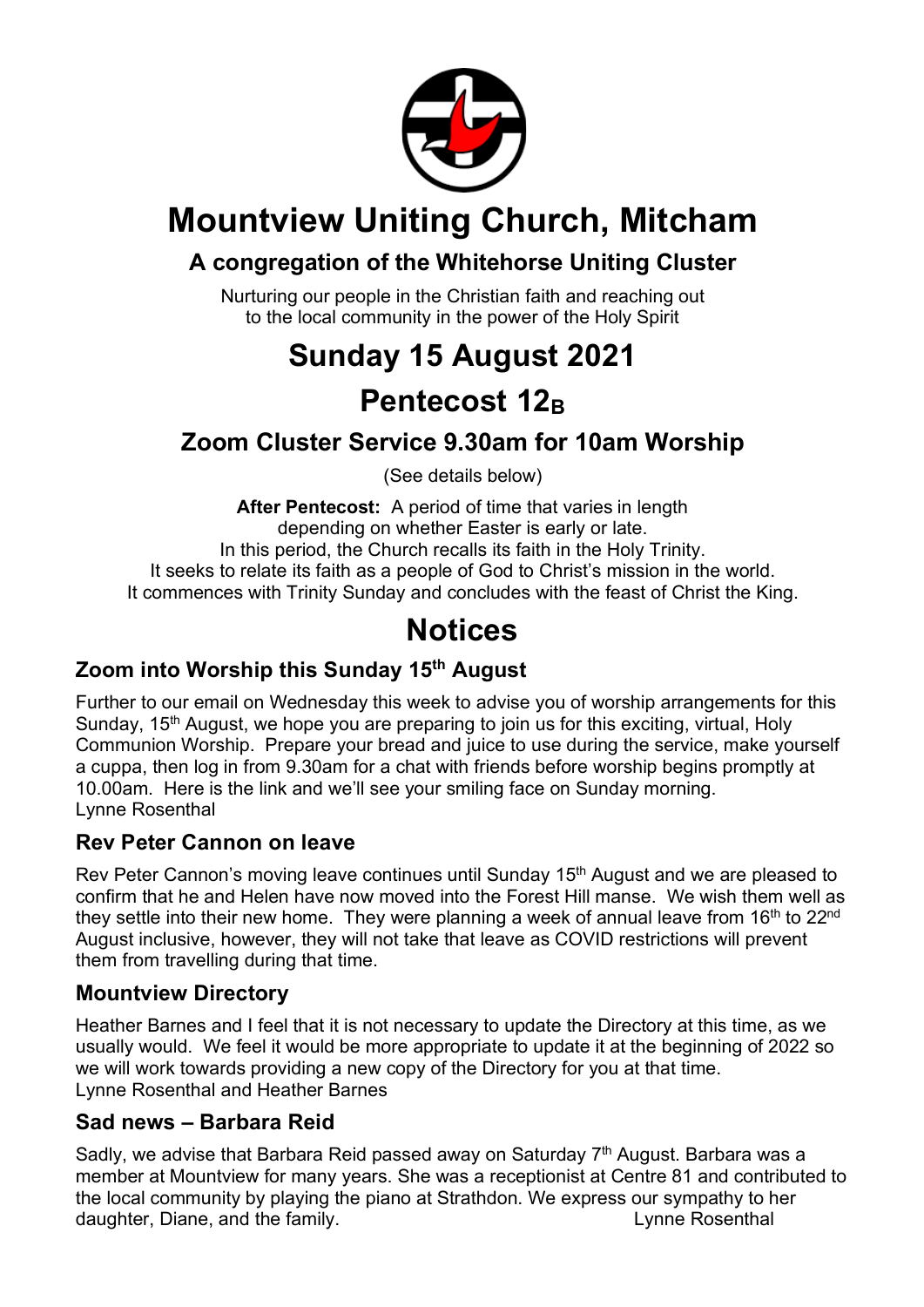# Mountview Uniting Church, Mitcham

### A congregation of the Whitehorse Uniting Cluster

Nurturing our people in the Christian faith and reaching out to the local community in the power of the Holy Spirit

# Sunday 15 August 2021

# Pentecost $12_B$

## Zoom Cluster Service 9.30am for 10am Worship

(See details below)

**After Pentecost:** A period of time that varies in length depending on whether Easter is early or late.
In this period, the Church recalls its faith in the Holy Trinity.
It seeks to relate its faith as a people of God to Christ's mission in the world.
It commences with Trinity Sunday and concludes with the feast of Christ the King.

# Notices

### Zoom into Worship this Sunday 15th August

Further to our email on Wednesday this week to advise you of worship arrangements for this Sunday, 15th August, we hope you are preparing to join us for this exciting, virtual, Holy Communion Worship. Prepare your bread and juice to use during the service, make yourself a cuppa, then log in from 9.30am for a chat with friends before worship begins promptly at 10.00am. Here is the link and we'll see your smiling face on Sunday morning.
Lynne Rosenthal

### Rev Peter Cannon on leave

Rev Peter Cannon's moving leave continues until Sunday 15th August and we are pleased to confirm that he and Helen have now moved into the Forest Hill manse. We wish them well as they settle into their new home. They were planning a week of annual leave from 16th to 22nd August inclusive, however, they will not take that leave as COVID restrictions will prevent them from travelling during that time.

### Mountview Directory

Heather Barnes and I feel that it is not necessary to update the Directory at this time, as we usually would. We feel it would be more appropriate to update it at the beginning of 2022 so we will work towards providing a new copy of the Directory for you at that time.
Lynne Rosenthal and Heather Barnes

### Sad news – Barbara Reid

Sadly, we advise that Barbara Reid passed away on Saturday 7th August. Barbara was a member at Mountview for many years. She was a receptionist at Centre 81 and contributed to the local community by playing the piano at Strathdon. We express our sympathy to her daughter, Diane, and the family.
Lynne Rosenthal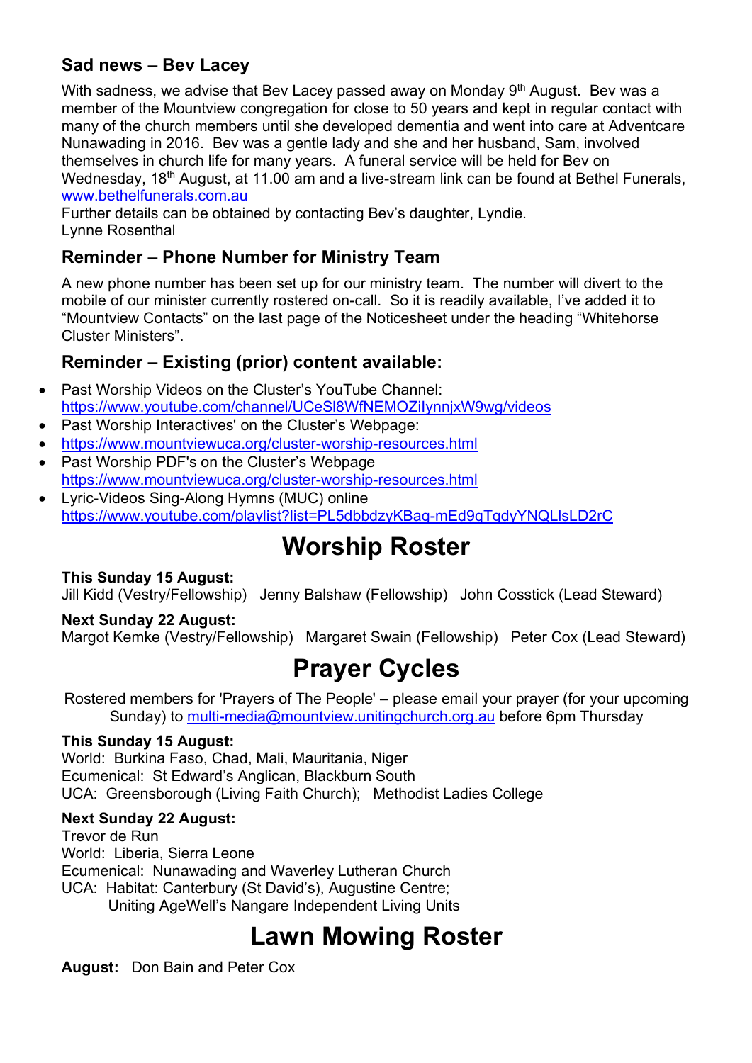### Sad news – Bev Lacey

With sadness, we advise that Bev Lacey passed away on Monday 9th August. Bev was a member of the Mountview congregation for close to 50 years and kept in regular contact with many of the church members until she developed dementia and went into care at Adventcare Nunawading in 2016. Bev was a gentle lady and she and her husband, Sam, involved themselves in church life for many years. A funeral service will be held for Bev on Wednesday, 18th August, at 11.00 am and a live-stream link can be found at Bethel Funerals, www.bethelfunerals.com.au

Further details can be obtained by contacting Bev's daughter, Lyndie.
Lynne Rosenthal

### Reminder – Phone Number for Ministry Team

A new phone number has been set up for our ministry team. The number will divert to the mobile of our minister currently rostered on-call. So it is readily available, I've added it to "Mountview Contacts" on the last page of the Noticesheet under the heading "Whitehorse Cluster Ministers".

### Reminder – Existing (prior) content available:

- Past Worship Videos on the Cluster's YouTube Channel: https://www.youtube.com/channel/UCeSl8WfNEMOZiIynnjxW9wg/videos
- Past Worship Interactives' on the Cluster's Webpage:
- https://www.mountviewuca.org/cluster-worship-resources.html
- Past Worship PDF's on the Cluster's Webpage https://www.mountviewuca.org/cluster-worship-resources.html
- Lyric-Videos Sing-Along Hymns (MUC) online https://www.youtube.com/playlist?list=PL5dbbdzyKBag-mEd9qTgdyYNQLlsLD2rC

# Worship Roster

**This Sunday 15 August:**
Jill Kidd (Vestry/Fellowship) Jenny Balshaw (Fellowship) John Cosstick (Lead Steward)

**Next Sunday 22 August:**
Margot Kemke (Vestry/Fellowship) Margaret Swain (Fellowship) Peter Cox (Lead Steward)

# Prayer Cycles

Rostered members for 'Prayers of The People' – please email your prayer (for your upcoming Sunday) to multi-media@mountview.unitingchurch.org.au before 6pm Thursday

**This Sunday 15 August:**
World: Burkina Faso, Chad, Mali, Mauritania, Niger
Ecumenical: St Edward's Anglican, Blackburn South
UCA: Greensborough (Living Faith Church); Methodist Ladies College

**Next Sunday 22 August:**
Trevor de Run
World: Liberia, Sierra Leone
Ecumenical: Nunawading and Waverley Lutheran Church
UCA: Habitat: Canterbury (St David's), Augustine Centre;
Uniting AgeWell's Nangare Independent Living Units

# Lawn Mowing Roster

**August:** Don Bain and Peter Cox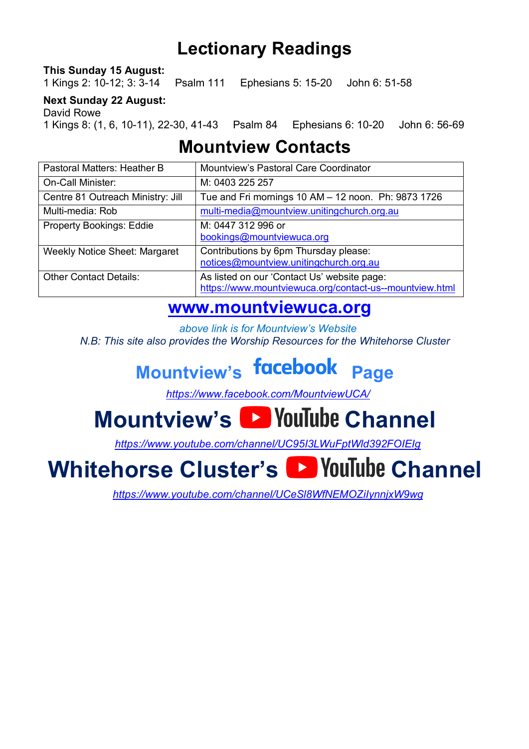# Lectionary Readings

**This Sunday 15 August:**
1 Kings 2: 10-12; 3: 3-14 Psalm 111 Ephesians 5: 15-20 John 6: 51-58

**Next Sunday 22 August:**
David Rowe
1 Kings 8: (1, 6, 10-11), 22-30, 41-43 Psalm 84 Ephesians 6: 10-20 John 6: 56-69

# Mountview Contacts

| | |
|---|---|
| Pastoral Matters: Heather B | Mountview's Pastoral Care Coordinator |
| On-Call Minister: | M: 0403 225 257 |
| Centre 81 Outreach Ministry: Jill | Tue and Fri mornings 10 AM – 12 noon. Ph: 9873 1726 |
| Multi-media: Rob | multi-media@mountview.unitingchurch.org.au |
| Property Bookings: Eddie | M: 0447 312 996 or bookings@mountviewuca.org |
| Weekly Notice Sheet: Margaret | Contributions by 6pm Thursday please: notices@mountview.unitingchurch.org.au |
| Other Contact Details: | As listed on our 'Contact Us' website page: https://www.mountviewuca.org/contact-us--mountview.html |

## www.mountviewuca.org

*above link is for Mountview's Website*
*N.B: This site also provides the Worship Resources for the Whitehorse Cluster*

## Mountview's facebook Page

*https://www.facebook.com/MountviewUCA/*

## Mountview's YouTube Channel

*https://www.youtube.com/channel/UC95I3LWuFptWld392FOIEIg*

## Whitehorse Cluster's YouTube Channel

*https://www.youtube.com/channel/UCeSl8WfNEMOZiIynnjxW9wg*